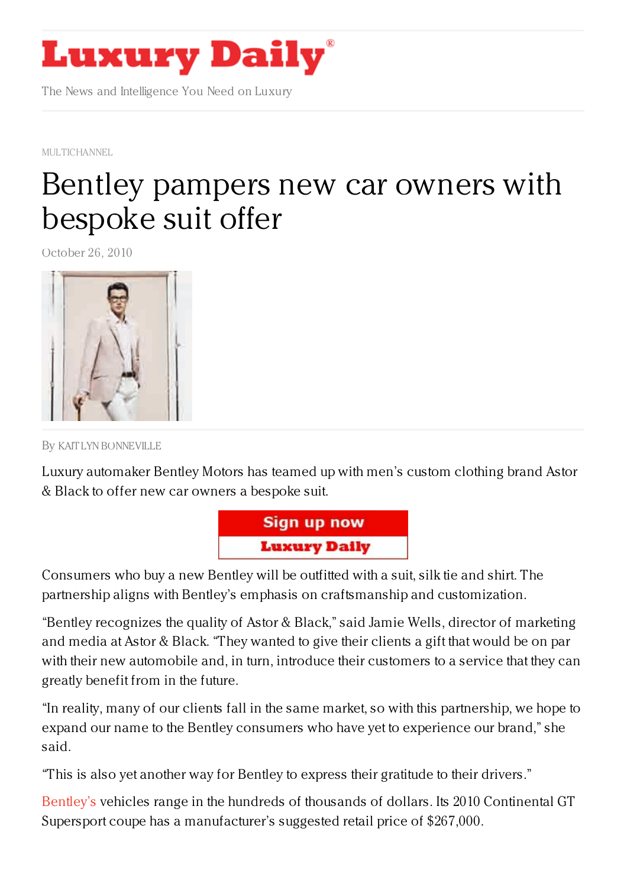# Luxury Daily

The News and Intelligence You Need on Luxury

MULTICHANNEL

# Bentley pampers new car owners with bespoke suit offer

October 26, 2010

By KAITLYN BONNEVILLE

Luxury automaker Bentley Motors has teamed up with men's custom clothing brand Astor & Black to offer new car owners a bespoke suit.

Consumers who buy a new Bentley will be outfitted with a suit, silk tie and shirt. The partnership aligns with Bentley's emphasis on craftsmanship and customization.

"Bentley recognizes the quality of Astor & Black," said Jamie Wells, director of marketing and media at Astor & Black. "They wanted to give their clients a gift that would be on par with their new automobile and, in turn, introduce their customers to a service that they can greatly benefit from in the future.

"In reality, many of our clients fall in the same market, so with this partnership, we hope to expand our name to the Bentley consumers who have yet to experience our brand," she said.

"This is also yet another way for Bentley to express their gratitude to their drivers."

Bentley's vehicles range in the hundreds of thousands of dollars. Its 2010 Continental GT Supersport coupe has a manufacturer's suggested retail price of $267,000.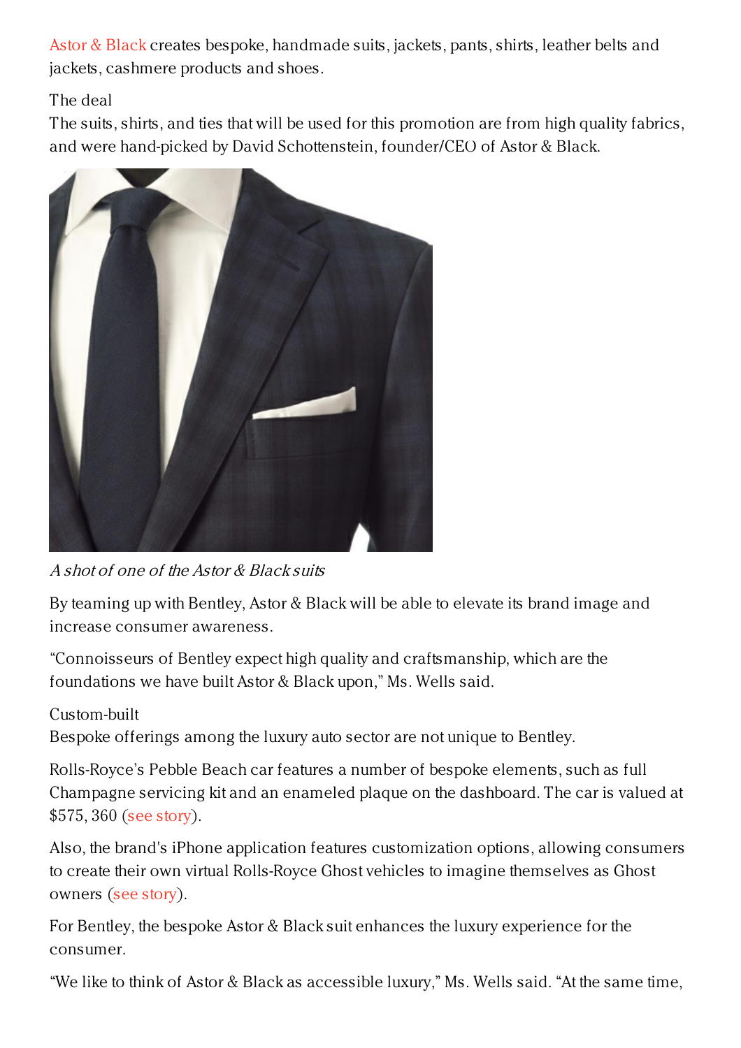Astor & Black creates bespoke, handmade suits, jackets, pants, shirts, leather belts and jackets, cashmere products and shoes.

The deal

The suits, shirts, and ties that will be used for this promotion are from high quality fabrics, and were hand-picked by David Schottenstein, founder/CEO of Astor & Black.

*A shot of one of the Astor & Black suits*

By teaming up with Bentley, Astor & Black will be able to elevate its brand image and increase consumer awareness.

"Connoisseurs of Bentley expect high quality and craftsmanship, which are the foundations we have built Astor & Black upon," Ms. Wells said.

Custom-built

Bespoke offerings among the luxury auto sector are not unique to Bentley.

Rolls-Royce's Pebble Beach car features a number of bespoke elements, such as full Champagne servicing kit and an enameled plaque on the dashboard. The car is valued at $575, 360 (see story).

Also, the brand's iPhone application features customization options, allowing consumers to create their own virtual Rolls-Royce Ghost vehicles to imagine themselves as Ghost owners (see story).

For Bentley, the bespoke Astor & Black suit enhances the luxury experience for the consumer.

"We like to think of Astor & Black as accessible luxury," Ms. Wells said. "At the same time,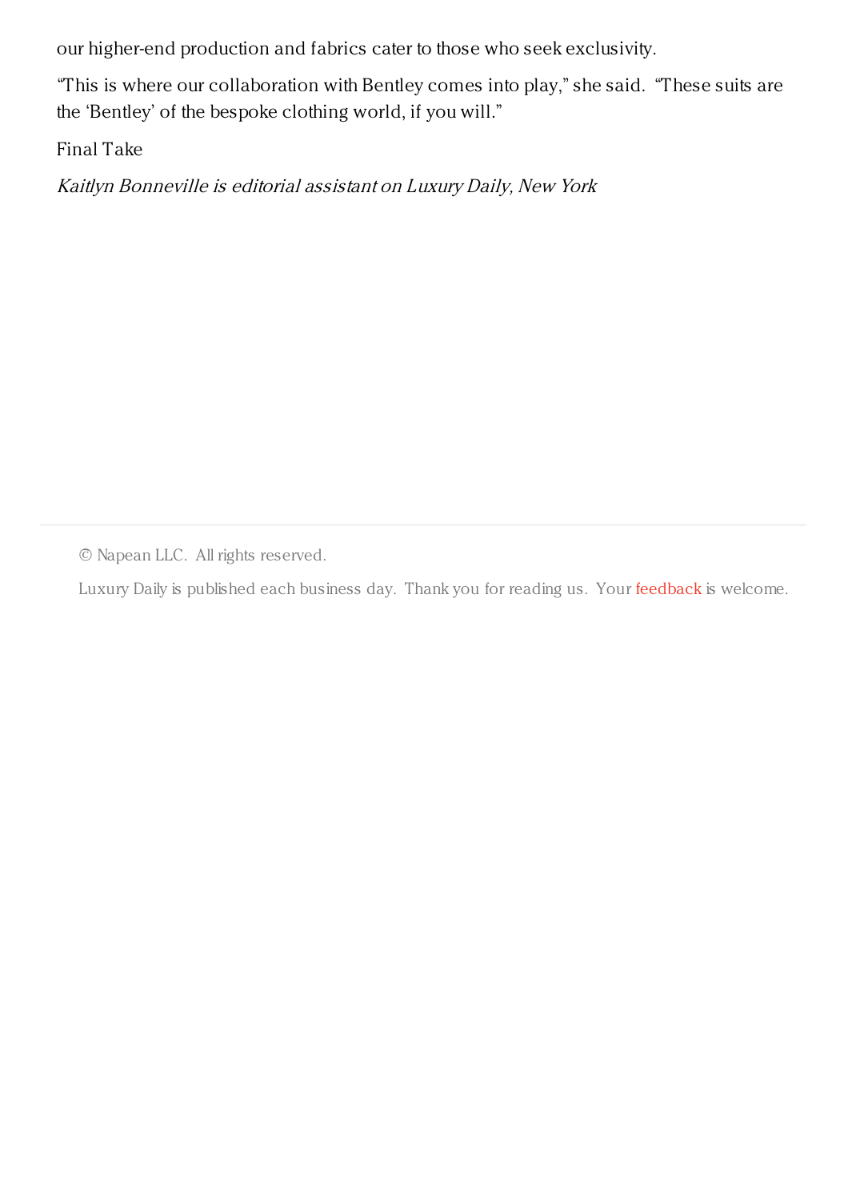our higher-end production and fabrics cater to those who seek exclusivity.

"This is where our collaboration with Bentley comes into play," she said. "These suits are the 'Bentley' of the bespoke clothing world, if you will."

Final Take

*Kaitlyn Bonneville is editorial assistant on Luxury Daily, New York*

© Napean LLC. All rights reserved.

Luxury Daily is published each business day. Thank you for reading us. Your feedback is welcome.